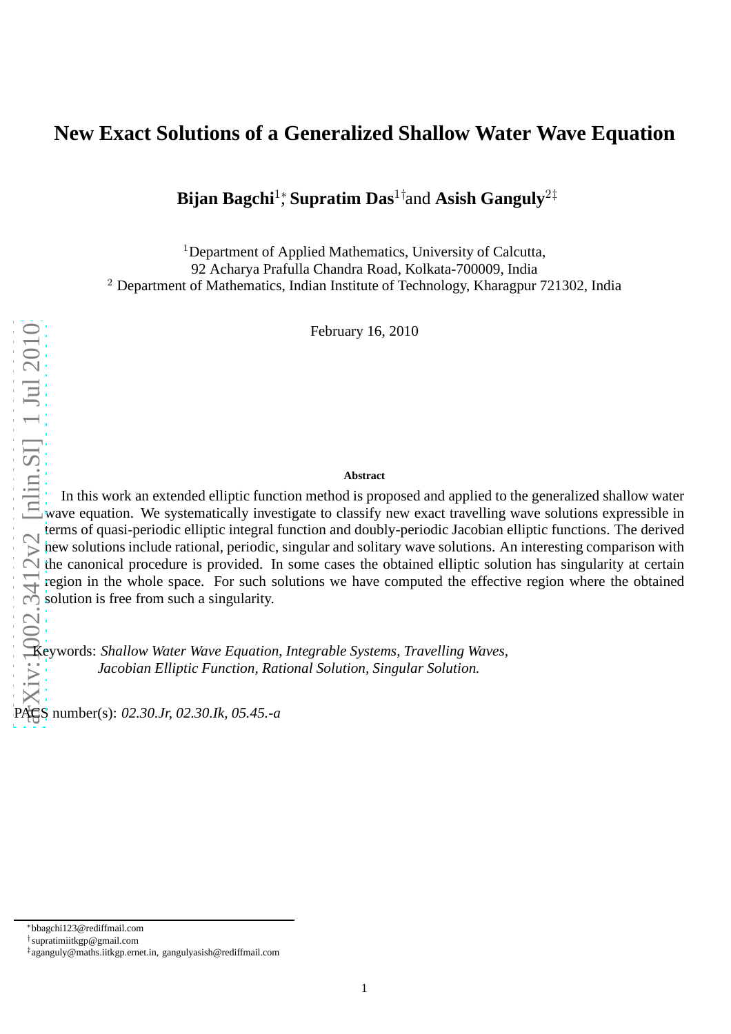# New Exact Solutions of a Generalized Shallow Water Wave Equation

**Bijan Bagchi**[1,*], **Supratim Das**[1,†] and **Asish Ganguly**[2,‡]

[1]Department of Applied Mathematics, University of Calcutta,
92 Acharya Prafulla Chandra Road, Kolkata-700009, India
[2] Department of Mathematics, Indian Institute of Technology, Kharagpur 721302, India

February 16, 2010

**Abstract**

In this work an extended elliptic function method is proposed and applied to the generalized shallow water wave equation. We systematically investigate to classify new exact travelling wave solutions expressible in terms of quasi-periodic elliptic integral function and doubly-periodic Jacobian elliptic functions. The derived new solutions include rational, periodic, singular and solitary wave solutions. An interesting comparison with the canonical procedure is provided. In some cases the obtained elliptic solution has singularity at certain region in the whole space. For such solutions we have computed the effective region where the obtained solution is free from such a singularity.

Keywords: *Shallow Water Wave Equation, Integrable Systems, Travelling Waves, Jacobian Elliptic Function, Rational Solution, Singular Solution.*

PACS number(s): *02.30.Jr, 02.30.Ik, 05.45.-a*

---

[*] bbagchi123@rediffmail.com
[†] supratimiitkgp@gmail.com
[‡] aganguly@maths.iitkgp.ernet.in, gangulyasish@rediffmail.com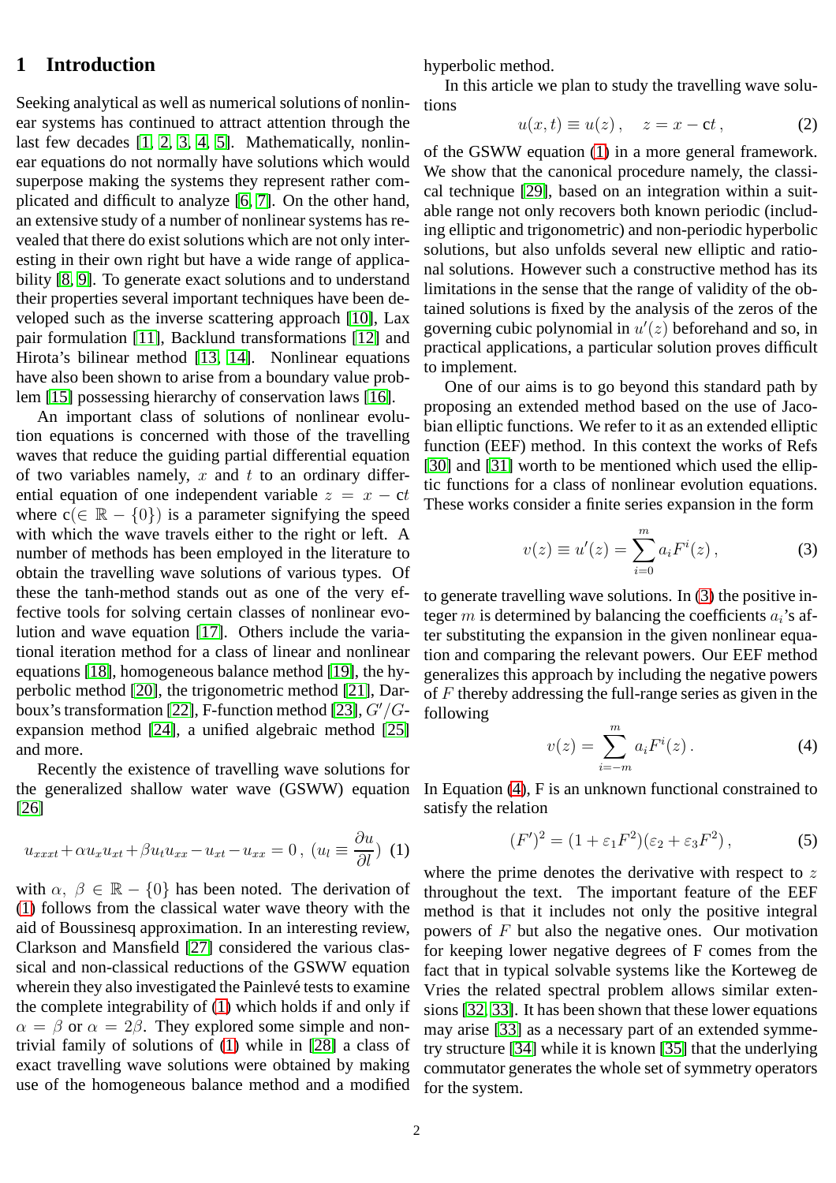# 1 Introduction

Seeking analytical as well as numerical solutions of nonlinear systems has continued to attract attention through the last few decades [1, 2, 3, 4, 5]. Mathematically, nonlinear equations do not normally have solutions which would superpose making the systems they represent rather complicated and difficult to analyze [6, 7]. On the other hand, an extensive study of a number of nonlinear systems has revealed that there do exist solutions which are not only interesting in their own right but have a wide range of applicability [8, 9]. To generate exact solutions and to understand their properties several important techniques have been developed such as the inverse scattering approach [10], Lax pair formulation [11], Backlund transformations [12] and Hirota's bilinear method [13, 14]. Nonlinear equations have also been shown to arise from a boundary value problem [15] possessing hierarchy of conservation laws [16].

An important class of solutions of nonlinear evolution equations is concerned with those of the travelling waves that reduce the guiding partial differential equation of two variables namely, $x$ and $t$ to an ordinary differential equation of one independent variable $z = x - \mathrm{c}t$ where $\mathrm{c}(\in \mathbb{R} - \{0\})$ is a parameter signifying the speed with which the wave travels either to the right or left. A number of methods has been employed in the literature to obtain the travelling wave solutions of various types. Of these the tanh-method stands out as one of the very effective tools for solving certain classes of nonlinear evolution and wave equation [17]. Others include the variational iteration method for a class of linear and nonlinear equations [18], homogeneous balance method [19], the hyperbolic method [20], the trigonometric method [21], Darboux's transformation [22], F-function method [23], $G'/G$-expansion method [24], a unified algebraic method [25] and more.

Recently the existence of travelling wave solutions for the generalized shallow water wave (GSWW) equation [26]

$$u_{xxxt} + \alpha u_x u_{xt} + \beta u_t u_{xx} - u_{xt} - u_{xx} = 0\,,\ (u_l \equiv \frac{\partial u}{\partial l}) \quad (1)$$

with $\alpha,\ \beta \in \mathbb{R} - \{0\}$ has been noted. The derivation of (1) follows from the classical water wave theory with the aid of Boussinesq approximation. In an interesting review, Clarkson and Mansfield [27] considered the various classical and non-classical reductions of the GSWW equation wherein they also investigated the Painlevé tests to examine the complete integrability of (1) which holds if and only if $\alpha = \beta$ or $\alpha = 2\beta$. They explored some simple and nontrivial family of solutions of (1) while in [28] a class of exact travelling wave solutions were obtained by making use of the homogeneous balance method and a modified hyperbolic method.

In this article we plan to study the travelling wave solutions

$$u(x,t) \equiv u(z)\,, \quad z = x - \mathrm{c}t\,, \quad (2)$$

of the GSWW equation (1) in a more general framework. We show that the canonical procedure namely, the classical technique [29], based on an integration within a suitable range not only recovers both known periodic (including elliptic and trigonometric) and non-periodic hyperbolic solutions, but also unfolds several new elliptic and rational solutions. However such a constructive method has its limitations in the sense that the range of validity of the obtained solutions is fixed by the analysis of the zeros of the governing cubic polynomial in $u'(z)$ beforehand and so, in practical applications, a particular solution proves difficult to implement.

One of our aims is to go beyond this standard path by proposing an extended method based on the use of Jacobian elliptic functions. We refer to it as an extended elliptic function (EEF) method. In this context the works of Refs [30] and [31] worth to be mentioned which used the elliptic functions for a class of nonlinear evolution equations. These works consider a finite series expansion in the form

$$v(z) \equiv u'(z) = \sum_{i=0}^{m} a_i F^i(z)\,, \quad (3)$$

to generate travelling wave solutions. In (3) the positive integer $m$ is determined by balancing the coefficients $a_i$'s after substituting the expansion in the given nonlinear equation and comparing the relevant powers. Our EEF method generalizes this approach by including the negative powers of $F$ thereby addressing the full-range series as given in the following

$$v(z) = \sum_{i=-m}^{m} a_i F^i(z)\,. \quad (4)$$

In Equation (4), F is an unknown functional constrained to satisfy the relation

$$(F')^2 = (1 + \varepsilon_1 F^2)(\varepsilon_2 + \varepsilon_3 F^2)\,, \quad (5)$$

where the prime denotes the derivative with respect to $z$ throughout the text. The important feature of the EEF method is that it includes not only the positive integral powers of $F$ but also the negative ones. Our motivation for keeping lower negative degrees of F comes from the fact that in typical solvable systems like the Korteweg de Vries the related spectral problem allows similar extensions [32, 33]. It has been shown that these lower equations may arise [33] as a necessary part of an extended symmetry structure [34] while it is known [35] that the underlying commutator generates the whole set of symmetry operators for the system.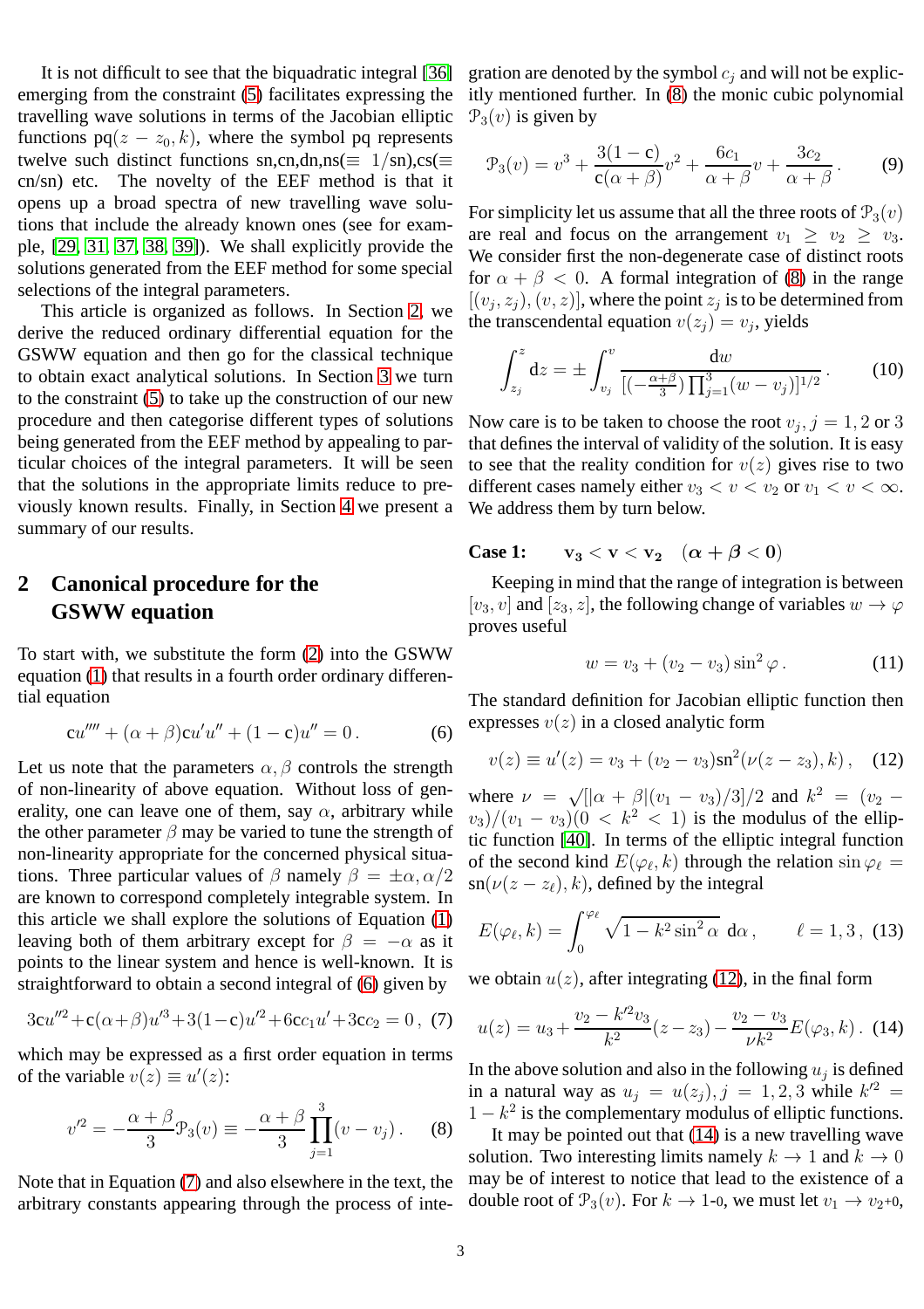It is not difficult to see that the biquadratic integral [36] emerging from the constraint (5) facilitates expressing the travelling wave solutions in terms of the Jacobian elliptic functions $\mathrm{pq}(z - z_0, k)$, where the symbol pq represents twelve such distinct functions sn,cn,dn,ns($\equiv$ 1/sn),cs($\equiv$ cn/sn) etc. The novelty of the EEF method is that it opens up a broad spectra of new travelling wave solutions that include the already known ones (see for example, [29, 31, 37, 38, 39]). We shall explicitly provide the solutions generated from the EEF method for some special selections of the integral parameters.

This article is organized as follows. In Section 2, we derive the reduced ordinary differential equation for the GSWW equation and then go for the classical technique to obtain exact analytical solutions. In Section 3 we turn to the constraint (5) to take up the construction of our new procedure and then categorise different types of solutions being generated from the EEF method by appealing to particular choices of the integral parameters. It will be seen that the solutions in the appropriate limits reduce to previously known results. Finally, in Section 4 we present a summary of our results.

## 2 Canonical procedure for the GSWW equation

To start with, we substitute the form (2) into the GSWW equation (1) that results in a fourth order ordinary differential equation

$$\mathsf{c}u'''' + (\alpha + \beta)\mathsf{c}u'u'' + (1 - \mathsf{c})u'' = 0\,. \qquad (6)$$

Let us note that the parameters $\alpha, \beta$ controls the strength of non-linearity of above equation. Without loss of generality, one can leave one of them, say $\alpha$, arbitrary while the other parameter $\beta$ may be varied to tune the strength of non-linearity appropriate for the concerned physical situations. Three particular values of $\beta$ namely $\beta = \pm\alpha, \alpha/2$ are known to correspond completely integrable system. In this article we shall explore the solutions of Equation (1) leaving both of them arbitrary except for $\beta = -\alpha$ as it points to the linear system and hence is well-known. It is straightforward to obtain a second integral of (6) given by

$$3\mathsf{c}u''^2 + \mathsf{c}(\alpha+\beta)u'^3 + 3(1-\mathsf{c})u'^2 + 6\mathsf{c}c_1u' + 3\mathsf{c}c_2 = 0\,, \quad (7)$$

which may be expressed as a first order equation in terms of the variable $v(z) \equiv u'(z)$:

$$v'^2 = -\frac{\alpha+\beta}{3}\mathcal{P}_3(v) \equiv -\frac{\alpha+\beta}{3}\prod_{j=1}^{3}(v - v_j)\,. \qquad (8)$$

Note that in Equation (7) and also elsewhere in the text, the arbitrary constants appearing through the process of integration are denoted by the symbol $c_j$ and will not be explicitly mentioned further. In (8) the monic cubic polynomial $\mathcal{P}_3(v)$ is given by

$$\mathcal{P}_3(v) = v^3 + \frac{3(1-\mathsf{c})}{\mathsf{c}(\alpha+\beta)}v^2 + \frac{6c_1}{\alpha+\beta}v + \frac{3c_2}{\alpha+\beta}\,. \qquad (9)$$

For simplicity let us assume that all the three roots of $\mathcal{P}_3(v)$ are real and focus on the arrangement $v_1 \geq v_2 \geq v_3$. We consider first the non-degenerate case of distinct roots for $\alpha + \beta < 0$. A formal integration of (8) in the range $[(v_j, z_j), (v, z)]$, where the point $z_j$ is to be determined from the transcendental equation $v(z_j) = v_j$, yields

$$\int_{z_j}^{z} \mathrm{d}z = \pm\int_{v_j}^{v} \frac{\mathrm{d}w}{[(-\frac{\alpha+\beta}{3})\prod_{j=1}^{3}(w - v_j)]^{1/2}}\,. \qquad (10)$$

Now care is to be taken to choose the root $v_j, j = 1, 2$ or $3$ that defines the interval of validity of the solution. It is easy to see that the reality condition for $v(z)$ gives rise to two different cases namely either $v_3 < v < v_2$ or $v_1 < v < \infty$. We address them by turn below.

**Case 1:** $\quad \mathbf{v_3 < v < v_2} \quad (\boldsymbol{\alpha + \beta < 0})$

Keeping in mind that the range of integration is between $[v_3, v]$ and $[z_3, z]$, the following change of variables $w \to \varphi$ proves useful

$$w = v_3 + (v_2 - v_3)\sin^2\varphi\,. \qquad (11)$$

The standard definition for Jacobian elliptic function then expresses $v(z)$ in a closed analytic form

$$v(z) \equiv u'(z) = v_3 + (v_2 - v_3)\mathrm{sn}^2(\nu(z - z_3), k)\,, \quad (12)$$

where $\nu = \sqrt{[|\alpha+\beta|(v_1 - v_3)/3]}/2$ and $k^2 = (v_2 - v_3)/(v_1 - v_3)(0 < k^2 < 1)$ is the modulus of the elliptic function [40]. In terms of the elliptic integral function of the second kind $E(\varphi_\ell, k)$ through the relation $\sin\varphi_\ell = \mathrm{sn}(\nu(z - z_\ell), k)$, defined by the integral

$$E(\varphi_\ell, k) = \int_0^{\varphi_\ell} \sqrt{1 - k^2\sin^2\alpha}\ \mathrm{d}\alpha\,, \qquad \ell = 1, 3\,, \quad (13)$$

we obtain $u(z)$, after integrating (12), in the final form

$$u(z) = u_3 + \frac{v_2 - k'^2v_3}{k^2}(z - z_3) - \frac{v_2 - v_3}{\nu k^2}E(\varphi_3, k)\,. \quad (14)$$

In the above solution and also in the following $u_j$ is defined in a natural way as $u_j = u(z_j), j = 1, 2, 3$ while $k'^2 = 1 - k^2$ is the complementary modulus of elliptic functions.

It may be pointed out that (14) is a new travelling wave solution. Two interesting limits namely $k \to 1$ and $k \to 0$ may be of interest to notice that lead to the existence of a double root of $\mathcal{P}_3(v)$. For $k \to 1$-0, we must let $v_1 \to v_2$+0,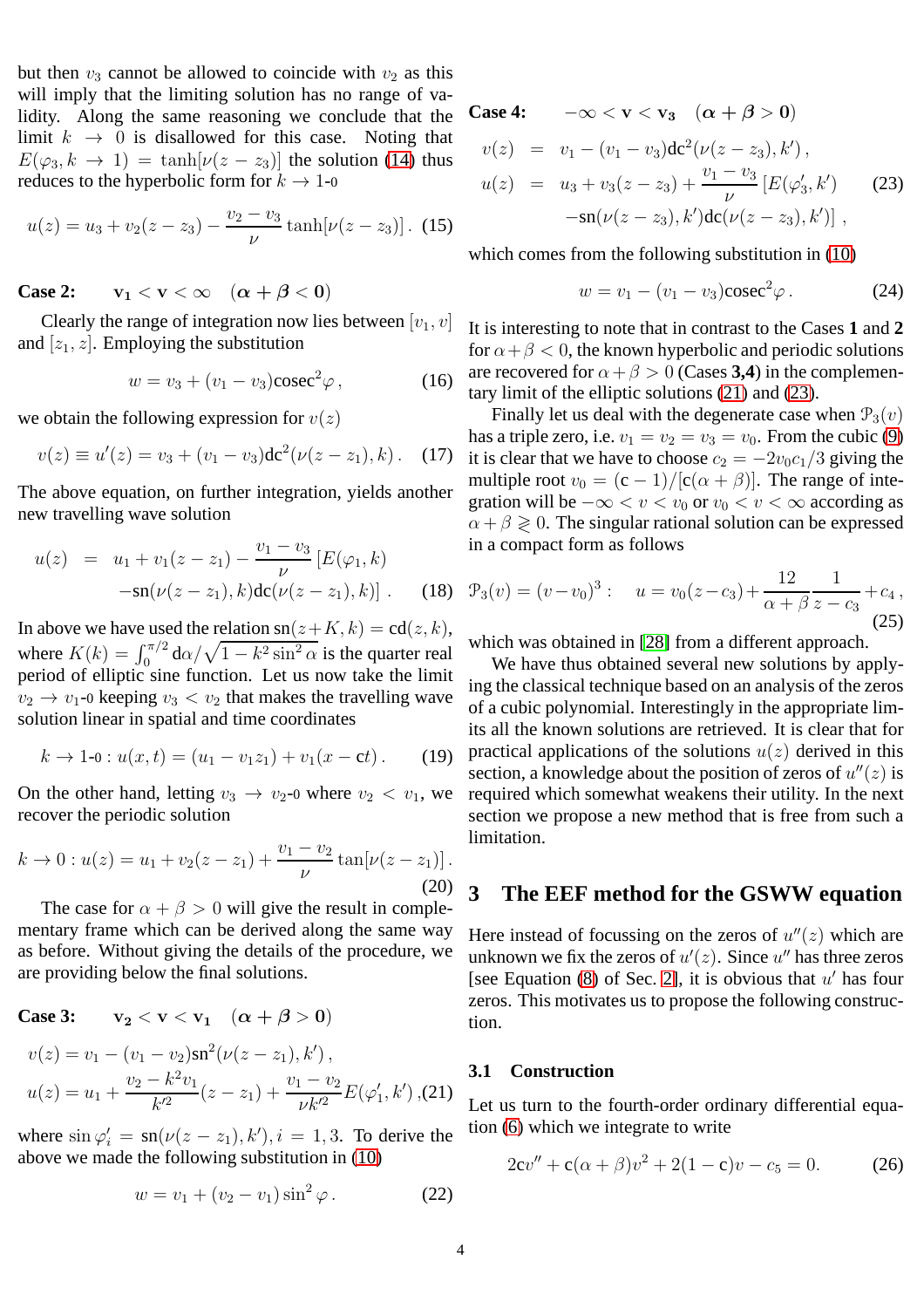but then $v_3$ cannot be allowed to coincide with $v_2$ as this will imply that the limiting solution has no range of validity. Along the same reasoning we conclude that the limit $k \to 0$ is disallowed for this case. Noting that $E(\varphi_3, k \to 1) = \tanh[\nu(z - z_3)]$ the solution (14) thus reduces to the hyperbolic form for $k \to 1\text{-}0$

$$u(z) = u_3 + v_2(z - z_3) - \frac{v_2 - v_3}{\nu}\tanh[\nu(z - z_3)]\,. \quad (15)$$

**Case 2:** $\quad \mathbf{v_1 < v < \infty} \quad (\boldsymbol{\alpha + \beta < 0})$

Clearly the range of integration now lies between $[v_1, v]$ and $[z_1, z]$. Employing the substitution

$$w = v_3 + (v_1 - v_3)\mathrm{cosec}^2\varphi\,, \quad (16)$$

we obtain the following expression for $v(z)$

$$v(z) \equiv u'(z) = v_3 + (v_1 - v_3)\mathrm{dc}^2(\nu(z - z_1), k)\,. \quad (17)$$

The above equation, on further integration, yields another new travelling wave solution

$$\begin{aligned} u(z) &= u_1 + v_1(z - z_1) - \frac{v_1 - v_3}{\nu}\left[E(\varphi_1, k)\right. \\ &\quad \left. - \mathrm{sn}(\nu(z - z_1), k)\mathrm{dc}(\nu(z - z_1), k)\right]. \end{aligned} \quad (18)$$

In above we have used the relation $\mathrm{sn}(z + K, k) = \mathrm{cd}(z, k)$, where $K(k) = \int_0^{\pi/2} \mathrm{d}\alpha/\sqrt{1 - k^2\sin^2\alpha}$ is the quarter real period of elliptic sine function. Let us now take the limit $v_2 \to v_1\text{-}0$ keeping $v_3 < v_2$ that makes the travelling wave solution linear in spatial and time coordinates

$$k \to 1\text{-}0 : u(x, t) = (u_1 - v_1 z_1) + v_1(x - \mathrm{c}t)\,. \quad (19)$$

On the other hand, letting $v_3 \to v_2\text{-}0$ where $v_2 < v_1$, we recover the periodic solution

$$k \to 0 : u(z) = u_1 + v_2(z - z_1) + \frac{v_1 - v_2}{\nu}\tan[\nu(z - z_1)]\,. \quad (20)$$

The case for $\alpha + \beta > 0$ will give the result in complementary frame which can be derived along the same way as before. Without giving the details of the procedure, we are providing below the final solutions.

**Case 3:** $\quad \mathbf{v_2 < v < v_1} \quad (\boldsymbol{\alpha + \beta > 0})$

$$\begin{aligned} v(z) &= v_1 - (v_1 - v_2)\mathrm{sn}^2(\nu(z - z_1), k')\,, \\ u(z) &= u_1 + \frac{v_2 - k^2 v_1}{k'^2}(z - z_1) + \frac{v_1 - v_2}{\nu k'^2}E(\varphi_1', k')\,, \end{aligned} \quad (21)$$

where $\sin\varphi_i' = \mathrm{sn}(\nu(z - z_i), k'), i = 1, 3$. To derive the above we made the following substitution in (10)

$$w = v_1 + (v_2 - v_1)\sin^2\varphi\,. \quad (22)$$

**Case 4:** $\quad \mathbf{-\infty < v < v_3} \quad (\boldsymbol{\alpha + \beta > 0})$

$$\begin{aligned} v(z) &= v_1 - (v_1 - v_3)\mathrm{dc}^2(\nu(z - z_3), k')\,, \\ u(z) &= u_3 + v_3(z - z_3) + \frac{v_1 - v_3}{\nu}\left[E(\varphi_3', k')\right. \\ &\quad \left. - \mathrm{sn}(\nu(z - z_3), k')\mathrm{dc}(\nu(z - z_3), k')\right], \end{aligned} \quad (23)$$

which comes from the following substitution in (10)

$$w = v_1 - (v_1 - v_3)\mathrm{cosec}^2\varphi\,. \quad (24)$$

It is interesting to note that in contrast to the Cases **1** and **2** for $\alpha + \beta < 0$, the known hyperbolic and periodic solutions are recovered for $\alpha + \beta > 0$ (Cases **3,4**) in the complementary limit of the elliptic solutions (21) and (23).

Finally let us deal with the degenerate case when $\mathcal{P}_3(v)$ has a triple zero, i.e. $v_1 = v_2 = v_3 = v_0$. From the cubic (9) it is clear that we have to choose $c_2 = -2v_0 c_1/3$ giving the multiple root $v_0 = (\mathrm{c} - 1)/[\mathrm{c}(\alpha + \beta)]$. The range of integration will be $-\infty < v < v_0$ or $v_0 < v < \infty$ according as $\alpha + \beta \gtrless 0$. The singular rational solution can be expressed in a compact form as follows

$$\mathcal{P}_3(v) = (v - v_0)^3 : \quad u = v_0(z - c_3) + \frac{12}{\alpha + \beta}\frac{1}{z - c_3} + c_4\,, \quad (25)$$

which was obtained in [28] from a different approach.

We have thus obtained several new solutions by applying the classical technique based on an analysis of the zeros of a cubic polynomial. Interestingly in the appropriate limits all the known solutions are retrieved. It is clear that for practical applications of the solutions $u(z)$ derived in this section, a knowledge about the position of zeros of $u''(z)$ is required which somewhat weakens their utility. In the next section we propose a new method that is free from such a limitation.

## 3 The EEF method for the GSWW equation

Here instead of focussing on the zeros of $u''(z)$ which are unknown we fix the zeros of $u'(z)$. Since $u''$ has three zeros [see Equation (8) of Sec. 2], it is obvious that $u'$ has four zeros. This motivates us to propose the following construction.

### 3.1 Construction

Let us turn to the fourth-order ordinary differential equation (6) which we integrate to write

$$2\mathrm{c}v'' + \mathrm{c}(\alpha + \beta)v^2 + 2(1 - \mathrm{c})v - c_5 = 0. \quad (26)$$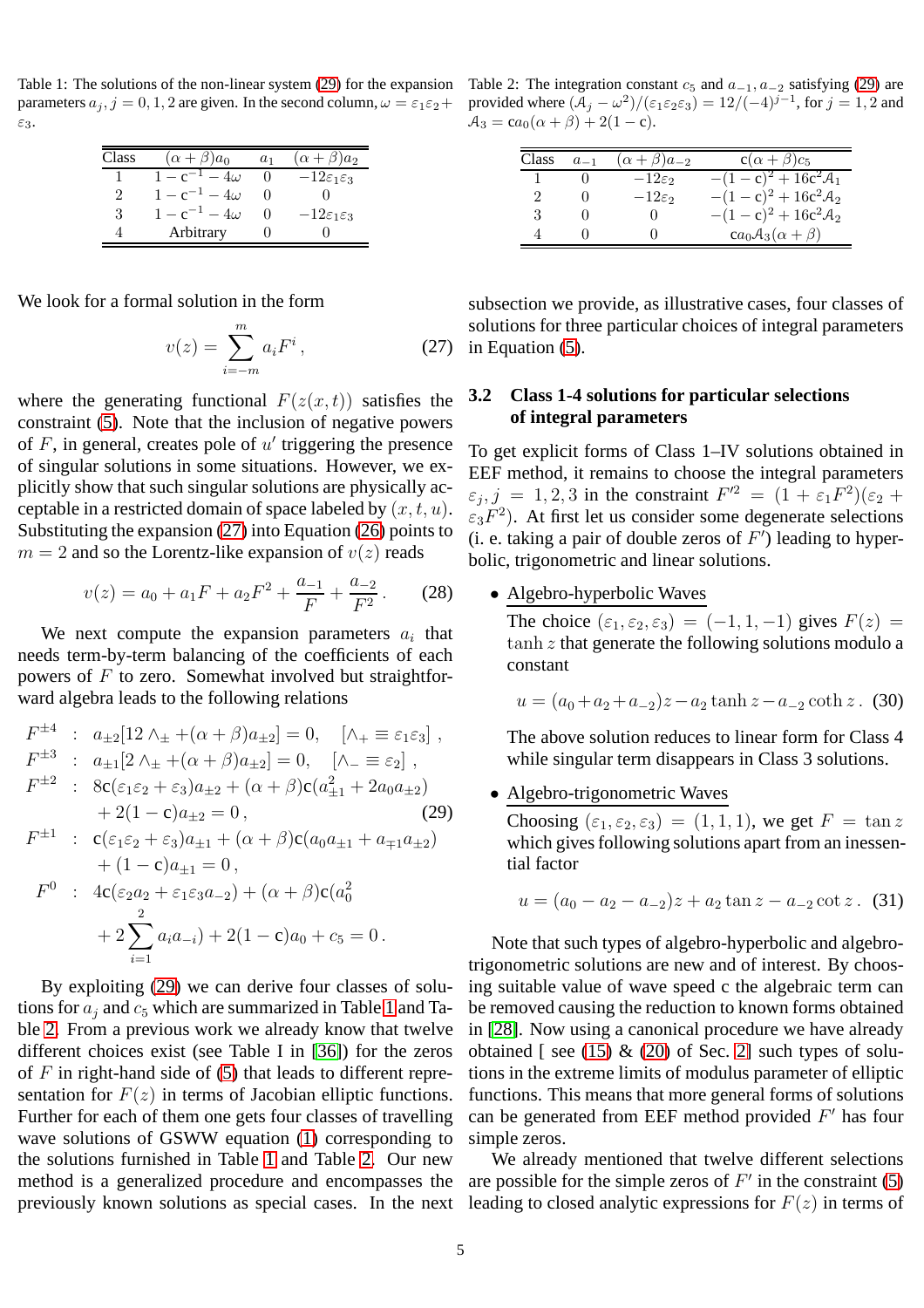Table 1: The solutions of the non-linear system (29) for the expansion parameters $a_j, j = 0, 1, 2$ are given. In the second column, $\omega = \varepsilon_1\varepsilon_2 + \varepsilon_3$.

| Class | $(\alpha+\beta)a_0$ | $a_1$ | $(\alpha+\beta)a_2$ |
|---|---|---|---|
| 1 | $1 - \mathrm{c}^{-1} - 4\omega$ | 0 | $-12\varepsilon_1\varepsilon_3$ |
| 2 | $1 - \mathrm{c}^{-1} - 4\omega$ | 0 | 0 |
| 3 | $1 - \mathrm{c}^{-1} - 4\omega$ | 0 | $-12\varepsilon_1\varepsilon_3$ |
| 4 | Arbitrary | 0 | 0 |

Table 2: The integration constant $c_5$ and $a_{-1}, a_{-2}$ satisfying (29) are provided where $(\mathcal{A}_j - \omega^2)/(\varepsilon_1\varepsilon_2\varepsilon_3) = 12/(-4)^{j-1}$, for $j = 1, 2$ and $\mathcal{A}_3 = \mathrm{c}a_0(\alpha+\beta) + 2(1-\mathrm{c})$.

| Class | $a_{-1}$ | $(\alpha+\beta)a_{-2}$ | $\mathrm{c}(\alpha+\beta)c_5$ |
|---|---|---|---|
| 1 | 0 | $-12\varepsilon_2$ | $-(1-\mathrm{c})^2 + 16\mathrm{c}^2\mathcal{A}_1$ |
| 2 | 0 | $-12\varepsilon_2$ | $-(1-\mathrm{c})^2 + 16\mathrm{c}^2\mathcal{A}_2$ |
| 3 | 0 | 0 | $-(1-\mathrm{c})^2 + 16\mathrm{c}^2\mathcal{A}_2$ |
| 4 | 0 | 0 | $\mathrm{c}a_0\mathcal{A}_3(\alpha+\beta)$ |

We look for a formal solution in the form

$$v(z) = \sum_{i=-m}^{m} a_i F^i \,, \qquad (27)$$

where the generating functional $F(z(x,t))$ satisfies the constraint (5). Note that the inclusion of negative powers of $F$, in general, creates pole of $u'$ triggering the presence of singular solutions in some situations. However, we explicitly show that such singular solutions are physically acceptable in a restricted domain of space labeled by $(x,t,u)$. Substituting the expansion (27) into Equation (26) points to $m = 2$ and so the Lorentz-like expansion of $v(z)$ reads

$$v(z) = a_0 + a_1 F + a_2 F^2 + \frac{a_{-1}}{F} + \frac{a_{-2}}{F^2} \,. \qquad (28)$$

We next compute the expansion parameters $a_i$ that needs term-by-term balancing of the coefficients of each powers of $F$ to zero. Somewhat involved but straightforward algebra leads to the following relations

$$\begin{aligned}
F^{\pm 4} &: \; a_{\pm 2}[12 \wedge_{\pm} + (\alpha+\beta)a_{\pm 2}] = 0, \quad [\wedge_{+} \equiv \varepsilon_1\varepsilon_3] \,, \\
F^{\pm 3} &: \; a_{\pm 1}[2 \wedge_{\pm} + (\alpha+\beta)a_{\pm 2}] = 0, \quad [\wedge_{-} \equiv \varepsilon_2] \,, \\
F^{\pm 2} &: \; 8\mathrm{c}(\varepsilon_1\varepsilon_2 + \varepsilon_3)a_{\pm 2} + (\alpha+\beta)\mathrm{c}(a_{\pm 1}^2 + 2a_0 a_{\pm 2}) \\
&\quad + 2(1-\mathrm{c})a_{\pm 2} = 0 \,, \qquad (29) \\
F^{\pm 1} &: \; \mathrm{c}(\varepsilon_1\varepsilon_2 + \varepsilon_3)a_{\pm 1} + (\alpha+\beta)\mathrm{c}(a_0 a_{\pm 1} + a_{\mp 1}a_{\pm 2}) \\
&\quad + (1-\mathrm{c})a_{\pm 1} = 0 \,, \\
F^{0} &: \; 4\mathrm{c}(\varepsilon_2 a_2 + \varepsilon_1\varepsilon_3 a_{-2}) + (\alpha+\beta)\mathrm{c}(a_0^2 \\
&\quad + 2\sum_{i=1}^{2} a_i a_{-i}) + 2(1-\mathrm{c})a_0 + c_5 = 0 \,.
\end{aligned}$$

By exploiting (29) we can derive four classes of solutions for $a_j$ and $c_5$ which are summarized in Table 1 and Table 2. From a previous work we already know that twelve different choices exist (see Table I in [36]) for the zeros of $F$ in right-hand side of (5) that leads to different representation for $F(z)$ in terms of Jacobian elliptic functions. Further for each of them one gets four classes of travelling wave solutions of GSWW equation (1) corresponding to the solutions furnished in Table 1 and Table 2. Our new method is a generalized procedure and encompasses the previously known solutions as special cases. In the next subsection we provide, as illustrative cases, four classes of solutions for three particular choices of integral parameters in Equation (5).

### 3.2 Class 1-4 solutions for particular selections of integral parameters

To get explicit forms of Class 1–IV solutions obtained in EEF method, it remains to choose the integral parameters $\varepsilon_j, j = 1,2,3$ in the constraint $F'^2 = (1 + \varepsilon_1 F^2)(\varepsilon_2 + \varepsilon_3 F^2)$. At first let us consider some degenerate selections (i. e. taking a pair of double zeros of $F'$) leading to hyperbolic, trigonometric and linear solutions.

- Algebro-hyperbolic Waves

  The choice $(\varepsilon_1, \varepsilon_2, \varepsilon_3) = (-1, 1, -1)$ gives $F(z) = \tanh z$ that generate the following solutions modulo a constant

  $$u = (a_0 + a_2 + a_{-2})z - a_2 \tanh z - a_{-2} \coth z \,. \quad (30)$$

  The above solution reduces to linear form for Class 4 while singular term disappears in Class 3 solutions.

- Algebro-trigonometric Waves

  Choosing $(\varepsilon_1, \varepsilon_2, \varepsilon_3) = (1, 1, 1)$, we get $F = \tan z$ which gives following solutions apart from an inessential factor

  $$u = (a_0 - a_2 - a_{-2})z + a_2 \tan z - a_{-2} \cot z \,. \quad (31)$$

Note that such types of algebro-hyperbolic and algebro-trigonometric solutions are new and of interest. By choosing suitable value of wave speed c the algebraic term can be removed causing the reduction to known forms obtained in [28]. Now using a canonical procedure we have already obtained [ see (15) & (20) of Sec. 2] such types of solutions in the extreme limits of modulus parameter of elliptic functions. This means that more general forms of solutions can be generated from EEF method provided $F'$ has four simple zeros.

We already mentioned that twelve different selections are possible for the simple zeros of $F'$ in the constraint (5) leading to closed analytic expressions for $F(z)$ in terms of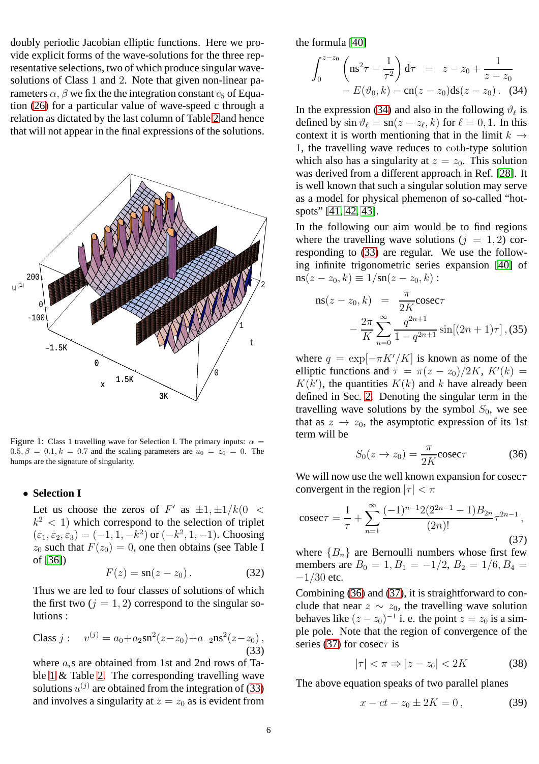doubly periodic Jacobian elliptic functions. Here we provide explicit forms of the wave-solutions for the three representative selections, two of which produce singular wave-solutions of Class 1 and 2. Note that given non-linear parameters $\alpha, \beta$ we fix the the integration constant $c_5$ of Equation (26) for a particular value of wave-speed c through a relation as dictated by the last column of Table 2 and hence that will not appear in the final expressions of the solutions.

Figure 1: Class 1 travelling wave for Selection I. The primary inputs: $\alpha = 0.5, \beta = 0.1, k = 0.7$ and the scaling parameters are $u_0 = z_0 = 0$. The humps are the signature of singularity.

- **Selection I**

  Let us choose the zeros of $F'$ as $\pm 1, \pm 1/k (0 < k^2 < 1)$ which correspond to the selection of triplet $(\varepsilon_1, \varepsilon_2, \varepsilon_3) = (-1, 1, -k^2)$ or $(-k^2, 1, -1)$. Choosing $z_0$ such that $F(z_0) = 0$, one then obtains (see Table I of [36])

$$F(z) = \text{sn}(z - z_0) . \tag{32}$$

  Thus we are led to four classes of solutions of which the first two ($j = 1, 2$) correspond to the singular solutions :

$$\text{Class } j : \quad v^{(j)} = a_0 + a_2 \text{sn}^2(z - z_0) + a_{-2} \text{ns}^2(z - z_0) , \tag{33}$$

  where $a_i$s are obtained from 1st and 2nd rows of Table 1 & Table 2. The corresponding travelling wave solutions $u^{(j)}$ are obtained from the integration of (33) and involves a singularity at $z = z_0$ as is evident from the formula [40]

$$\int_0^{z-z_0} \left( \text{ns}^2\tau - \frac{1}{\tau^2} \right) \text{d}\tau = z - z_0 + \frac{1}{z - z_0} - E(\vartheta_0, k) - \text{cn}(z - z_0)\text{ds}(z - z_0) . \tag{34}$$

In the expression (34) and also in the following $\vartheta_\ell$ is defined by $\sin \vartheta_\ell = \text{sn}(z - z_\ell, k)$ for $\ell = 0, 1$. In this context it is worth mentioning that in the limit $k \to 1$, the travelling wave reduces to coth-type solution which also has a singularity at $z = z_0$. This solution was derived from a different approach in Ref. [28]. It is well known that such a singular solution may serve as a model for physical phemenon of so-called "hot-spots" [41, 42, 43].

In the following our aim would be to find regions where the travelling wave solutions ($j = 1, 2$) corresponding to (33) are regular. We use the following infinite trigonometric series expansion [40] of $\text{ns}(z - z_0, k) \equiv 1/\text{sn}(z - z_0, k)$ :

$$\text{ns}(z - z_0, k) = \frac{\pi}{2K}\text{cosec}\tau - \frac{2\pi}{K} \sum_{n=0}^{\infty} \frac{q^{2n+1}}{1 - q^{2n+1}} \sin[(2n + 1)\tau] , \tag{35}$$

where $q = \exp[-\pi K'/K]$ is known as nome of the elliptic functions and $\tau = \pi(z - z_0)/2K$, $K'(k) = K(k')$, the quantities $K(k)$ and $k$ have already been defined in Sec. 2. Denoting the singular term in the travelling wave solutions by the symbol $S_0$, we see that as $z \to z_0$, the asymptotic expression of its 1st term will be

$$S_0(z \to z_0) = \frac{\pi}{2K}\text{cosec}\tau \tag{36}$$

We will now use the well known expansion for cosec$\tau$ convergent in the region $|\tau| < \pi$

$$\text{cosec}\tau = \frac{1}{\tau} + \sum_{n=1}^{\infty} \frac{(-1)^{n-1} 2(2^{2n-1} - 1) B_{2n}}{(2n)!} \tau^{2n-1} , \tag{37}$$

where $\{B_n\}$ are Bernoulli numbers whose first few members are $B_0 = 1, B_1 = -1/2, B_2 = 1/6, B_4 = -1/30$ etc.

Combining (36) and (37), it is straightforward to conclude that near $z \sim z_0$, the travelling wave solution behaves like $(z - z_0)^{-1}$ i. e. the point $z = z_0$ is a simple pole. Note that the region of convergence of the series (37) for cosec$\tau$ is

$$|\tau| < \pi \Rightarrow |z - z_0| < 2K \tag{38}$$

The above equation speaks of two parallel planes

$$x - ct - z_0 \pm 2K = 0 , \tag{39}$$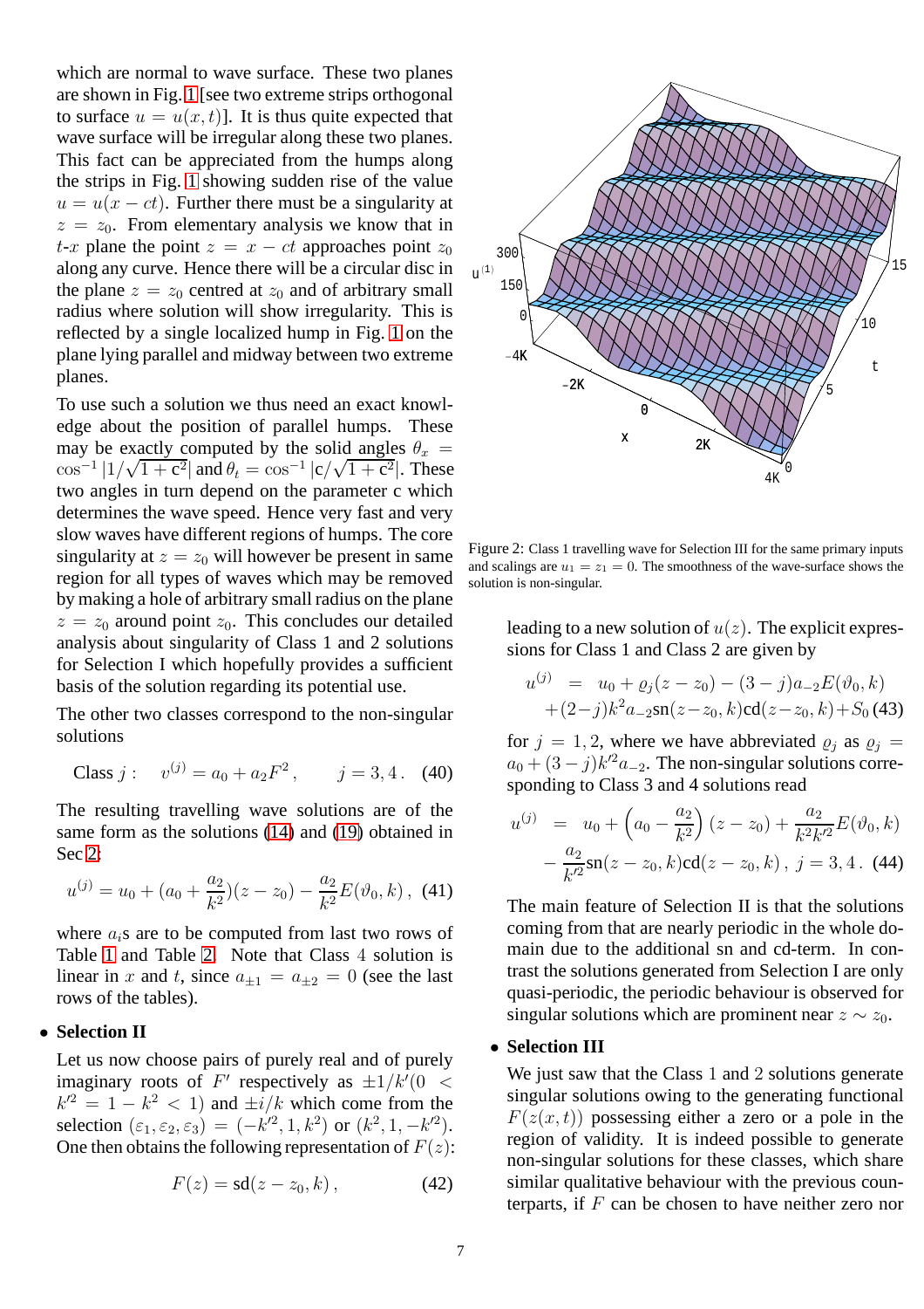which are normal to wave surface. These two planes are shown in Fig. 1 [see two extreme strips orthogonal to surface $u = u(x,t)$]. It is thus quite expected that wave surface will be irregular along these two planes. This fact can be appreciated from the humps along the strips in Fig. 1 showing sudden rise of the value $u = u(x - ct)$. Further there must be a singularity at $z = z_0$. From elementary analysis we know that in $t$-$x$ plane the point $z = x - ct$ approaches point $z_0$ along any curve. Hence there will be a circular disc in the plane $z = z_0$ centred at $z_0$ and of arbitrary small radius where solution will show irregularity. This is reflected by a single localized hump in Fig. 1 on the plane lying parallel and midway between two extreme planes.

To use such a solution we thus need an exact knowledge about the position of parallel humps. These may be exactly computed by the solid angles $\theta_x = \cos^{-1}|1/\sqrt{1+\mathrm{c}^2}|$ and $\theta_t = \cos^{-1}|\mathrm{c}/\sqrt{1+\mathrm{c}^2}|$. These two angles in turn depend on the parameter c which determines the wave speed. Hence very fast and very slow waves have different regions of humps. The core singularity at $z = z_0$ will however be present in same region for all types of waves which may be removed by making a hole of arbitrary small radius on the plane $z = z_0$ around point $z_0$. This concludes our detailed analysis about singularity of Class 1 and 2 solutions for Selection I which hopefully provides a sufficient basis of the solution regarding its potential use.

The other two classes correspond to the non-singular solutions

$$\text{Class } j: \quad v^{(j)} = a_0 + a_2 F^2, \qquad j = 3, 4. \quad (40)$$

The resulting travelling wave solutions are of the same form as the solutions (14) and (19) obtained in Sec 2:

$$u^{(j)} = u_0 + (a_0 + \frac{a_2}{k^2})(z - z_0) - \frac{a_2}{k^2} E(\vartheta_0, k), \quad (41)$$

where $a_i$s are to be computed from last two rows of Table 1 and Table 2. Note that Class 4 solution is linear in $x$ and $t$, since $a_{\pm 1} = a_{\pm 2} = 0$ (see the last rows of the tables).

- **Selection II**

Let us now choose pairs of purely real and of purely imaginary roots of $F'$ respectively as $\pm 1/k' (0 < k'^2 = 1 - k^2 < 1)$ and $\pm i/k$ which come from the selection $(\varepsilon_1, \varepsilon_2, \varepsilon_3) = (-k'^2, 1, k^2)$ or $(k^2, 1, -k'^2)$. One then obtains the following representation of $F(z)$:

$$F(z) = \mathrm{sd}(z - z_0, k), \quad (42)$$

Figure 2: Class 1 travelling wave for Selection III for the same primary inputs and scalings are $u_1 = z_1 = 0$. The smoothness of the wave-surface shows the solution is non-singular.

leading to a new solution of $u(z)$. The explicit expressions for Class 1 and Class 2 are given by

$$\begin{aligned} u^{(j)} &= u_0 + \varrho_j(z - z_0) - (3 - j)a_{-2} E(\vartheta_0, k) \\ &\quad + (2-j)k^2 a_{-2} \mathrm{sn}(z - z_0, k)\mathrm{cd}(z - z_0, k) + S_0 \end{aligned} \quad (43)$$

for $j = 1, 2$, where we have abbreviated $\varrho_j$ as $\varrho_j = a_0 + (3 - j)k'^2 a_{-2}$. The non-singular solutions corresponding to Class 3 and 4 solutions read

$$\begin{aligned} u^{(j)} &= u_0 + \left(a_0 - \frac{a_2}{k^2}\right)(z - z_0) + \frac{a_2}{k^2 k'^2} E(\vartheta_0, k) \\ &\quad - \frac{a_2}{k'^2} \mathrm{sn}(z - z_0, k)\mathrm{cd}(z - z_0, k), \; j = 3, 4. \end{aligned} \quad (44)$$

The main feature of Selection II is that the solutions coming from that are nearly periodic in the whole domain due to the additional sn and cd-term. In contrast the solutions generated from Selection I are only quasi-periodic, the periodic behaviour is observed for singular solutions which are prominent near $z \sim z_0$.

- **Selection III**

We just saw that the Class 1 and 2 solutions generate singular solutions owing to the generating functional $F(z(x,t))$ possessing either a zero or a pole in the region of validity. It is indeed possible to generate non-singular solutions for these classes, which share similar qualitative behaviour with the previous counterparts, if $F$ can be chosen to have neither zero nor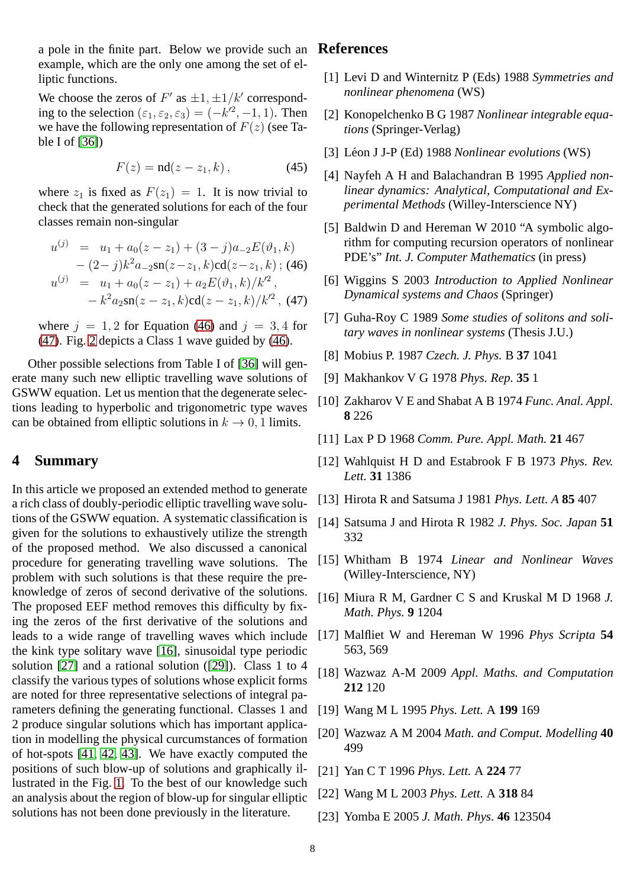a pole in the finite part. Below we provide such an example, which are the only one among the set of elliptic functions.

We choose the zeros of $F'$ as $\pm 1, \pm 1/k'$ corresponding to the selection $(\varepsilon_1, \varepsilon_2, \varepsilon_3) = (-k'^2, -1, 1)$. Then we have the following representation of $F(z)$ (see Table I of [36])

$$F(z) = \mathrm{nd}(z - z_1, k)\,, \tag{45}$$

where $z_1$ is fixed as $F(z_1) = 1$. It is now trivial to check that the generated solutions for each of the four classes remain non-singular

$$\begin{aligned} u^{(j)} &= u_1 + a_0(z - z_1) + (3 - j)a_{-2}E(\vartheta_1, k) \\ &\quad - (2 - j)k^2 a_{-2}\mathrm{sn}(z - z_1, k)\mathrm{cd}(z - z_1, k)\,; \quad (46) \\ u^{(j)} &= u_1 + a_0(z - z_1) + a_2 E(\vartheta_1, k)/k'^2\,, \\ &\quad - k^2 a_2 \mathrm{sn}(z - z_1, k)\mathrm{cd}(z - z_1, k)/k'^2\,, \quad (47) \end{aligned}$$

where $j = 1, 2$ for Equation (46) and $j = 3, 4$ for (47). Fig. 2 depicts a Class 1 wave guided by (46).

Other possible selections from Table I of [36] will generate many such new elliptic travelling wave solutions of GSWW equation. Let us mention that the degenerate selections leading to hyperbolic and trigonometric type waves can be obtained from elliptic solutions in $k \to 0, 1$ limits.

## 4 Summary

In this article we proposed an extended method to generate a rich class of doubly-periodic elliptic travelling wave solutions of the GSWW equation. A systematic classification is given for the solutions to exhaustively utilize the strength of the proposed method. We also discussed a canonical procedure for generating travelling wave solutions. The problem with such solutions is that these require the pre-knowledge of zeros of second derivative of the solutions. The proposed EEF method removes this difficulty by fixing the zeros of the first derivative of the solutions and leads to a wide range of travelling waves which include the kink type solitary wave [16], sinusoidal type periodic solution [27] and a rational solution ([29]). Class 1 to 4 classify the various types of solutions whose explicit forms are noted for three representative selections of integral parameters defining the generating functional. Classes 1 and 2 produce singular solutions which has important application in modelling the physical curcumstances of formation of hot-spots [41, 42, 43]. We have exactly computed the positions of such blow-up of solutions and graphically illustrated in the Fig. 1. To the best of our knowledge such an analysis about the region of blow-up for singular elliptic solutions has not been done previously in the literature.

## References

[1] Levi D and Winternitz P (Eds) 1988 *Symmetries and nonlinear phenomena* (WS)

[2] Konopelchenko B G 1987 *Nonlinear integrable equations* (Springer-Verlag)

[3] Léon J J-P (Ed) 1988 *Nonlinear evolutions* (WS)

[4] Nayfeh A H and Balachandran B 1995 *Applied nonlinear dynamics: Analytical, Computational and Experimental Methods* (Willey-Interscience NY)

[5] Baldwin D and Hereman W 2010 "A symbolic algorithm for computing recursion operators of nonlinear PDE's" *Int. J. Computer Mathematics* (in press)

[6] Wiggins S 2003 *Introduction to Applied Nonlinear Dynamical systems and Chaos* (Springer)

[7] Guha-Roy C 1989 *Some studies of solitons and solitary waves in nonlinear systems* (Thesis J.U.)

[8] Mobius P. 1987 *Czech. J. Phys.* B **37** 1041

[9] Makhankov V G 1978 *Phys. Rep.* **35** 1

[10] Zakharov V E and Shabat A B 1974 *Func. Anal. Appl.* **8** 226

[11] Lax P D 1968 *Comm. Pure. Appl. Math.* **21** 467

[12] Wahlquist H D and Estabrook F B 1973 *Phys. Rev. Lett.* **31** 1386

[13] Hirota R and Satsuma J 1981 *Phys. Lett. A* **85** 407

[14] Satsuma J and Hirota R 1982 *J. Phys. Soc. Japan* **51** 332

[15] Whitham B 1974 *Linear and Nonlinear Waves* (Willey-Interscience, NY)

[16] Miura R M, Gardner C S and Kruskal M D 1968 *J. Math. Phys.* **9** 1204

[17] Malfliet W and Hereman W 1996 *Phys Scripta* **54** 563, 569

[18] Wazwaz A-M 2009 *Appl. Maths. and Computation* **212** 120

[19] Wang M L 1995 *Phys. Lett.* A **199** 169

[20] Wazwaz A M 2004 *Math. and Comput. Modelling* **40** 499

[21] Yan C T 1996 *Phys. Lett.* A **224** 77

[22] Wang M L 2003 *Phys. Lett.* A **318** 84

[23] Yomba E 2005 *J. Math. Phys.* **46** 123504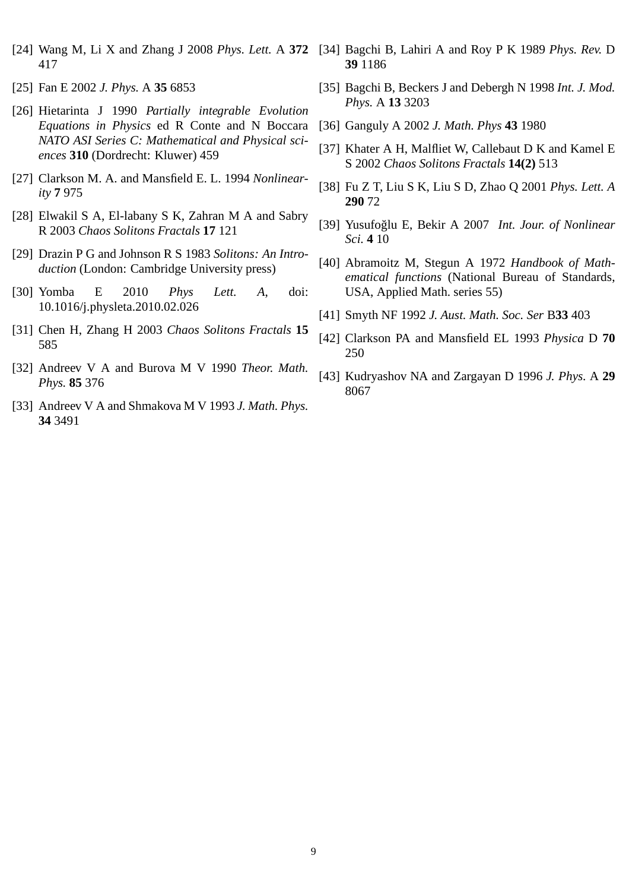[24] Wang M, Li X and Zhang J 2008 *Phys. Lett.* A **372** 417

[25] Fan E 2002 *J. Phys.* A **35** 6853

[26] Hietarinta J 1990 *Partially integrable Evolution Equations in Physics* ed R Conte and N Boccara *NATO ASI Series C: Mathematical and Physical sciences* **310** (Dordrecht: Kluwer) 459

[27] Clarkson M. A. and Mansfield E. L. 1994 *Nonlinearity* **7** 975

[28] Elwakil S A, El-labany S K, Zahran M A and Sabry R 2003 *Chaos Solitons Fractals* **17** 121

[29] Drazin P G and Johnson R S 1983 *Solitons: An Introduction* (London: Cambridge University press)

[30] Yomba E 2010 *Phys Lett. A*, doi: 10.1016/j.physleta.2010.02.026

[31] Chen H, Zhang H 2003 *Chaos Solitons Fractals* **15** 585

[32] Andreev V A and Burova M V 1990 *Theor. Math. Phys.* **85** 376

[33] Andreev V A and Shmakova M V 1993 *J. Math. Phys.* **34** 3491

[34] Bagchi B, Lahiri A and Roy P K 1989 *Phys. Rev.* D **39** 1186

[35] Bagchi B, Beckers J and Debergh N 1998 *Int. J. Mod. Phys.* A **13** 3203

[36] Ganguly A 2002 *J. Math. Phys* **43** 1980

[37] Khater A H, Malfliet W, Callebaut D K and Kamel E S 2002 *Chaos Solitons Fractals* **14(2)** 513

[38] Fu Z T, Liu S K, Liu S D, Zhao Q 2001 *Phys. Lett. A* **290** 72

[39] Yusufoğlu E, Bekir A 2007 *Int. Jour. of Nonlinear Sci.* **4** 10

[40] Abramoitz M, Stegun A 1972 *Handbook of Mathematical functions* (National Bureau of Standards, USA, Applied Math. series 55)

[41] Smyth NF 1992 *J. Aust. Math. Soc. Ser* B**33** 403

[42] Clarkson PA and Mansfield EL 1993 *Physica* D **70** 250

[43] Kudryashov NA and Zargayan D 1996 *J. Phys.* A **29** 8067